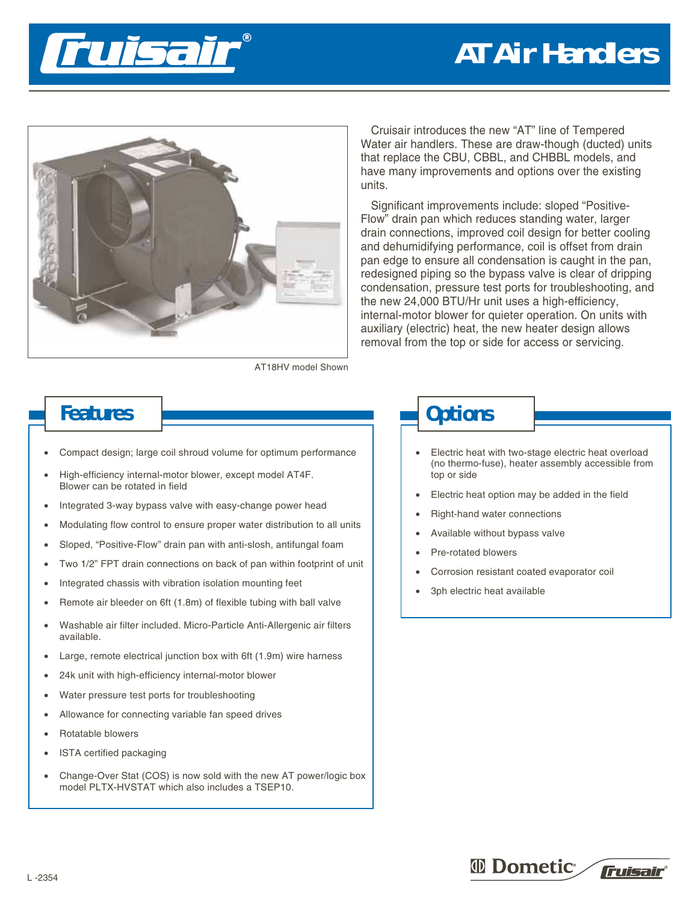# AT Air Handlers

AT18HV model Shown

Cruisair introduces the new "AT" line of Tempered Water air handlers. These are draw-though (ducted) units that replace the CBU, CBBL, and CHBBL models, and have many improvements and options over the existing units.

Significant improvements include: sloped "Positive-Flow" drain pan which reduces standing water, larger drain connections, improved coil design for better cooling and dehumidifying performance, coil is offset from drain pan edge to ensure all condensation is caught in the pan, redesigned piping so the bypass valve is clear of dripping condensation, pressure test ports for troubleshooting, and the new 24,000 BTU/Hr unit uses a high-efficiency, internal-motor blower for quieter operation. On units with auxiliary (electric) heat, the new heater design allows removal from the top or side for access or servicing.

## Features

- Compact design; large coil shroud volume for optimum performance
- High-efficiency internal-motor blower, except model AT4F. Blower can be rotated in field
- Integrated 3-way bypass valve with easy-change power head
- Modulating flow control to ensure proper water distribution to all units
- Sloped, "Positive-Flow" drain pan with anti-slosh, antifungal foam
- Two 1/2" FPT drain connections on back of pan within footprint of unit
- Integrated chassis with vibration isolation mounting feet
- Remote air bleeder on 6ft (1.8m) of flexible tubing with ball valve
- Washable air filter included. Micro-Particle Anti-Allergenic air filters available.
- Large, remote electrical junction box with 6ft (1.9m) wire harness
- 24k unit with high-efficiency internal-motor blower
- Water pressure test ports for troubleshooting
- Allowance for connecting variable fan speed drives
- Rotatable blowers
- ISTA certified packaging
- Change-Over Stat (COS) is now sold with the new AT power/logic box model PLTX-HVSTAT which also includes a TSEP10.

## Options

- Electric heat with two-stage electric heat overload (no thermo-fuse), heater assembly accessible from top or side
- Electric heat option may be added in the field
- Right-hand water connections
- Available without bypass valve
- Pre-rotated blowers
- Corrosion resistant coated evaporator coil
- 3ph electric heat available

L -2354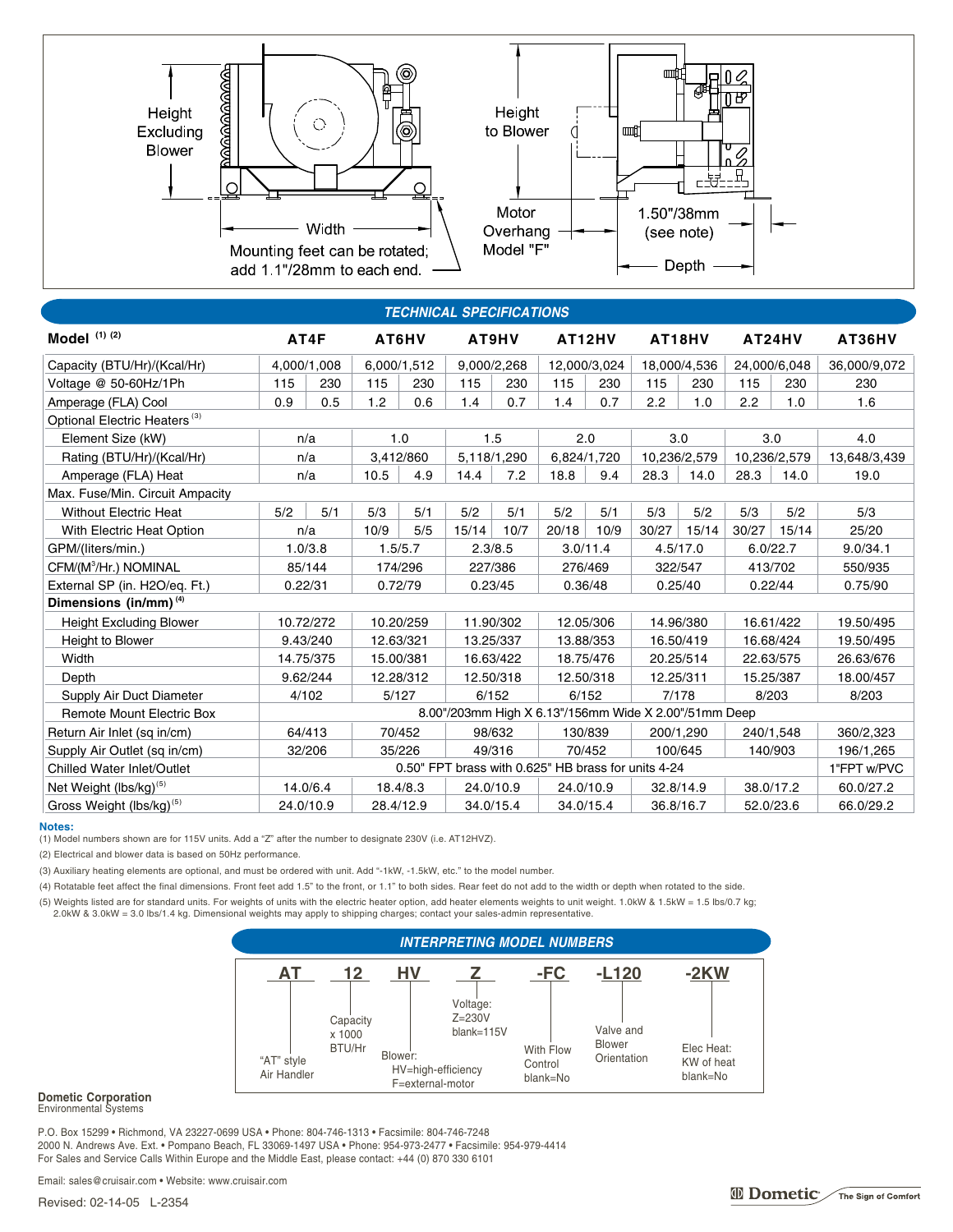Height Excluding Blower

Width

Mounting feet can be rotated; add 1.1"/28mm to each end.

Height to Blower

Motor Overhang Model "F"

1.50"/38mm (see note)

Depth

## TECHNICAL SPECIFICATIONS

| Model [1] [2] | AT4F | | AT6HV | | AT9HV | | AT12HV | | AT18HV | | AT24HV | | AT36HV |
|---|---|---|---|---|---|---|---|---|---|---|---|---|---|
| Capacity (BTU/Hr)/(Kcal/Hr) | 4,000/1,008 | | 6,000/1,512 | | 9,000/2,268 | | 12,000/3,024 | | 18,000/4,536 | | 24,000/6,048 | | 36,000/9,072 |
| Voltage @ 50-60Hz/1Ph | 115 | 230 | 115 | 230 | 115 | 230 | 115 | 230 | 115 | 230 | 115 | 230 | 230 |
| Amperage (FLA) Cool | 0.9 | 0.5 | 1.2 | 0.6 | 1.4 | 0.7 | 1.4 | 0.7 | 2.2 | 1.0 | 2.2 | 1.0 | 1.6 |
| Optional Electric Heaters [3] | | | | | | | | | | | | | |
| Element Size (kW) | n/a | | 1.0 | | 1.5 | | 2.0 | | 3.0 | | 3.0 | | 4.0 |
| Rating (BTU/Hr)/(Kcal/Hr) | n/a | | 3,412/860 | | 5,118/1,290 | | 6,824/1,720 | | 10,236/2,579 | | 10,236/2,579 | | 13,648/3,439 |
| Amperage (FLA) Heat | n/a | | 10.5 | 4.9 | 14.4 | 7.2 | 18.8 | 9.4 | 28.3 | 14.0 | 28.3 | 14.0 | 19.0 |
| Max. Fuse/Min. Circuit Ampacity | | | | | | | | | | | | | |
| Without Electric Heat | 5/2 | 5/1 | 5/3 | 5/1 | 5/2 | 5/1 | 5/2 | 5/1 | 5/3 | 5/2 | 5/3 | 5/2 | 5/3 |
| With Electric Heat Option | n/a | | 10/9 | 5/5 | 15/14 | 10/7 | 20/18 | 10/9 | 30/27 | 15/14 | 30/27 | 15/14 | 25/20 |
| GPM/(liters/min.) | 1.0/3.8 | | 1.5/5.7 | | 2.3/8.5 | | 3.0/11.4 | | 4.5/17.0 | | 6.0/22.7 | | 9.0/34.1 |
| CFM/(M$^3$/Hr.) NOMINAL | 85/144 | | 174/296 | | 227/386 | | 276/469 | | 322/547 | | 413/702 | | 550/935 |
| External SP (in. H2O/eq. Ft.) | 0.22/31 | | 0.72/79 | | 0.23/45 | | 0.36/48 | | 0.25/40 | | 0.22/44 | | 0.75/90 |
| **Dimensions (in/mm)** [4] | | | | | | | | | | | | | |
| Height Excluding Blower | 10.72/272 | | 10.20/259 | | 11.90/302 | | 12.05/306 | | 14.96/380 | | 16.61/422 | | 19.50/495 |
| Height to Blower | 9.43/240 | | 12.63/321 | | 13.25/337 | | 13.88/353 | | 16.50/419 | | 16.68/424 | | 19.50/495 |
| Width | 14.75/375 | | 15.00/381 | | 16.63/422 | | 18.75/476 | | 20.25/514 | | 22.63/575 | | 26.63/676 |
| Depth | 9.62/244 | | 12.28/312 | | 12.50/318 | | 12.50/318 | | 12.25/311 | | 15.25/387 | | 18.00/457 |
| Supply Air Duct Diameter | 4/102 | | 5/127 | | 6/152 | | 6/152 | | 7/178 | | 8/203 | | 8/203 |
| Remote Mount Electric Box | 8.00"/203mm High X 6.13"/156mm Wide X 2.00"/51mm Deep | | | | | | | | | | | | |
| Return Air Inlet (sq in/cm) | 64/413 | | 70/452 | | 98/632 | | 130/839 | | 200/1,290 | | 240/1,548 | | 360/2,323 |
| Supply Air Outlet (sq in/cm) | 32/206 | | 35/226 | | 49/316 | | 70/452 | | 100/645 | | 140/903 | | 196/1,265 |
| Chilled Water Inlet/Outlet | 0.50" FPT brass with 0.625" HB brass for units 4-24 | | | | | | | | | | | | 1"FPT w/PVC |
| Net Weight (lbs/kg) [5] | 14.0/6.4 | | 18.4/8.3 | | 24.0/10.9 | | 24.0/10.9 | | 32.8/14.9 | | 38.0/17.2 | | 60.0/27.2 |
| Gross Weight (lbs/kg) [5] | 24.0/10.9 | | 28.4/12.9 | | 34.0/15.4 | | 34.0/15.4 | | 36.8/16.7 | | 52.0/23.6 | | 66.0/29.2 |

**Notes:**

(1) Model numbers shown are for 115V units. Add a "Z" after the number to designate 230V (i.e. AT12HVZ).

(2) Electrical and blower data is based on 50Hz performance.

(3) Auxiliary heating elements are optional, and must be ordered with unit. Add "-1kW, -1.5kW, etc." to the model number.

(4) Rotatable feet affect the final dimensions. Front feet add 1.5" to the front, or 1.1" to both sides. Rear feet do not add to the width or depth when rotated to the side.

(5) Weights listed are for standard units. For weights of units with the electric heater option, add heater elements weights to unit weight. 1.0kW & 1.5kW = 1.5 lbs/0.7 kg; 2.0kW & 3.0kW = 3.0 lbs/1.4 kg. Dimensional weights may apply to shipping charges; contact your sales-admin representative.

## INTERPRETING MODEL NUMBERS

**AT 12 HV Z -FC -L120 -2KW**

- **AT**: "AT" style Air Handler
- **12**: Capacity x 1000 BTU/Hr
- **HV**: Blower: HV=high-efficiency, F=external-motor
- **Z**: Voltage: Z=230V, blank=115V
- **-FC**: With Flow Control, blank=No
- **-L120**: Valve and Blower Orientation
- **-2KW**: Elec Heat: KW of heat, blank=No

**Dometic Corporation**
Environmental Systems

P.O. Box 15299 • Richmond, VA 23227-0699 USA • Phone: 804-746-1313 • Facsimile: 804-746-7248
2000 N. Andrews Ave. Ext. • Pompano Beach, FL 33069-1497 USA • Phone: 954-973-2477 • Facsimile: 954-979-4414
For Sales and Service Calls Within Europe and the Middle East, please contact: +44 (0) 870 330 6101

Email: sales@cruisair.com • Website: www.cruisair.com

Revised: 02-14-05 L-2354

Dometic The Sign of Comfort